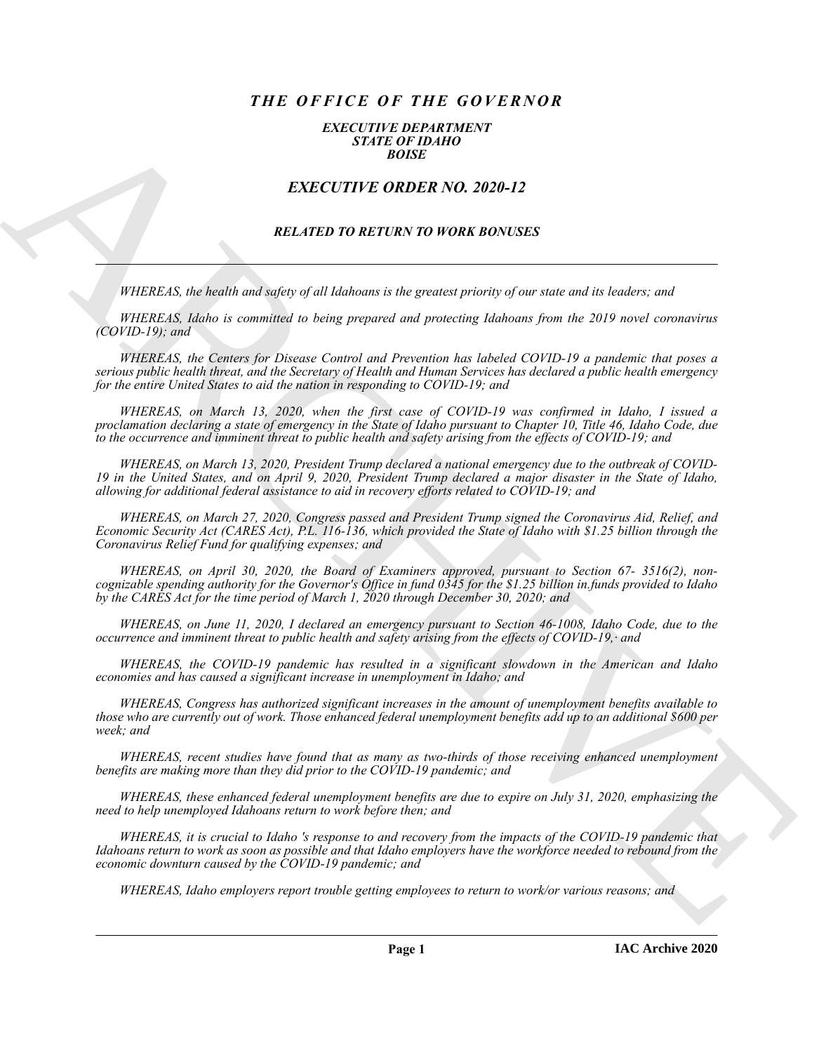# *THE OFFICE OF THE GOVERNOR*

### *EXECUTIVE DEPARTMENT*
### *STATE OF IDAHO*
### *BOISE*

## *EXECUTIVE ORDER NO. 2020-12*

### *RELATED TO RETURN TO WORK BONUSES*

---

*WHEREAS, the health and safety of all Idahoans is the greatest priority of our state and its leaders; and*

*WHEREAS, Idaho is committed to being prepared and protecting Idahoans from the 2019 novel coronavirus (COVID-19); and*

*WHEREAS, the Centers for Disease Control and Prevention has labeled COVID-19 a pandemic that poses a serious public health threat, and the Secretary of Health and Human Services has declared a public health emergency for the entire United States to aid the nation in responding to COVID-19; and*

*WHEREAS, on March 13, 2020, when the first case of COVID-19 was confirmed in Idaho, I issued a proclamation declaring a state of emergency in the State of Idaho pursuant to Chapter 10, Title 46, Idaho Code, due to the occurrence and imminent threat to public health and safety arising from the effects of COVID-19; and*

*WHEREAS, on March 13, 2020, President Trump declared a national emergency due to the outbreak of COVID-19 in the United States, and on April 9, 2020, President Trump declared a major disaster in the State of Idaho, allowing for additional federal assistance to aid in recovery efforts related to COVID-19; and*

*WHEREAS, on March 27, 2020, Congress passed and President Trump signed the Coronavirus Aid, Relief, and Economic Security Act (CARES Act), P.L. 116-136, which provided the State of Idaho with $1.25 billion through the Coronavirus Relief Fund for qualifying expenses; and*

*WHEREAS, on April 30, 2020, the Board of Examiners approved, pursuant to Section 67- 3516(2), non-cognizable spending authority for the Governor's Office in fund 0345 for the $1.25 billion in.funds provided to Idaho by the CARES Act for the time period of March 1, 2020 through December 30, 2020; and*

*WHEREAS, on June 11, 2020, I declared an emergency pursuant to Section 46-1008, Idaho Code, due to the occurrence and imminent threat to public health and safety arising from the effects of COVID-19,· and*

*WHEREAS, the COVID-19 pandemic has resulted in a significant slowdown in the American and Idaho economies and has caused a significant increase in unemployment in Idaho; and*

*WHEREAS, Congress has authorized significant increases in the amount of unemployment benefits available to those who are currently out of work. Those enhanced federal unemployment benefits add up to an additional $600 per week; and*

*WHEREAS, recent studies have found that as many as two-thirds of those receiving enhanced unemployment benefits are making more than they did prior to the COVID-19 pandemic; and*

*WHEREAS, these enhanced federal unemployment benefits are due to expire on July 31, 2020, emphasizing the need to help unemployed Idahoans return to work before then; and*

*WHEREAS, it is crucial to Idaho 's response to and recovery from the impacts of the COVID-19 pandemic that Idahoans return to work as soon as possible and that Idaho employers have the workforce needed to rebound from the economic downturn caused by the COVID-19 pandemic; and*

*WHEREAS, Idaho employers report trouble getting employees to return to work/or various reasons; and*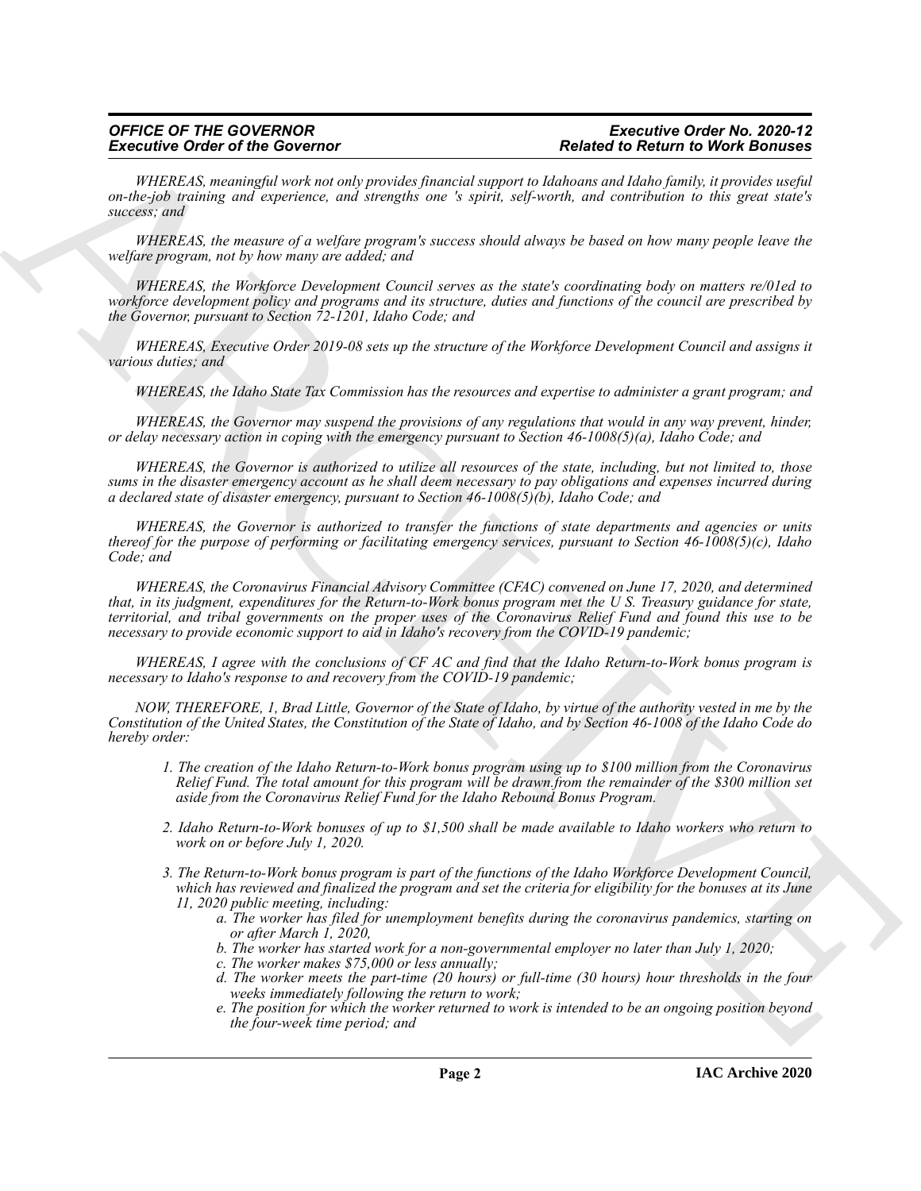*WHEREAS, meaningful work not only provides financial support to Idahoans and Idaho family, it provides useful on-the-job training and experience, and strengths one 's spirit, self-worth, and contribution to this great state's success; and*

*WHEREAS, the measure of a welfare program's success should always be based on how many people leave the welfare program, not by how many are added; and*

*WHEREAS, the Workforce Development Council serves as the state's coordinating body on matters re/01ed to workforce development policy and programs and its structure, duties and functions of the council are prescribed by the Governor, pursuant to Section 72-1201, Idaho Code; and*

*WHEREAS, Executive Order 2019-08 sets up the structure of the Workforce Development Council and assigns it various duties; and*

*WHEREAS, the Idaho State Tax Commission has the resources and expertise to administer a grant program; and*

*WHEREAS, the Governor may suspend the provisions of any regulations that would in any way prevent, hinder, or delay necessary action in coping with the emergency pursuant to Section 46-1008(5)(a), Idaho Code; and*

*WHEREAS, the Governor is authorized to utilize all resources of the state, including, but not limited to, those sums in the disaster emergency account as he shall deem necessary to pay obligations and expenses incurred during a declared state of disaster emergency, pursuant to Section 46-1008(5)(b), Idaho Code; and*

*WHEREAS, the Governor is authorized to transfer the functions of state departments and agencies or units thereof for the purpose of performing or facilitating emergency services, pursuant to Section 46-1008(5)(c), Idaho Code; and*

*WHEREAS, the Coronavirus Financial Advisory Committee (CFAC) convened on June 17, 2020, and determined that, in its judgment, expenditures for the Return-to-Work bonus program met the U S. Treasury guidance for state, territorial, and tribal governments on the proper uses of the Coronavirus Relief Fund and found this use to be necessary to provide economic support to aid in Idaho's recovery from the COVID-19 pandemic;*

*WHEREAS, I agree with the conclusions of CF AC and find that the Idaho Return-to-Work bonus program is necessary to Idaho's response to and recovery from the COVID-19 pandemic;*

*NOW, THEREFORE, 1, Brad Little, Governor of the State of Idaho, by virtue of the authority vested in me by the Constitution of the United States, the Constitution of the State of Idaho, and by Section 46-1008 of the Idaho Code do hereby order:*

1. *The creation of the Idaho Return-to-Work bonus program using up to $100 million from the Coronavirus Relief Fund. The total amount for this program will be drawn.from the remainder of the $300 million set aside from the Coronavirus Relief Fund for the Idaho Rebound Bonus Program.*

2. *Idaho Return-to-Work bonuses of up to $1,500 shall be made available to Idaho workers who return to work on or before July 1, 2020.*

3. *The Return-to-Work bonus program is part of the functions of the Idaho Workforce Development Council, which has reviewed and finalized the program and set the criteria for eligibility for the bonuses at its June 11, 2020 public meeting, including:*
   a. *The worker has filed for unemployment benefits during the coronavirus pandemics, starting on or after March 1, 2020,*
   b. *The worker has started work for a non-governmental employer no later than July 1, 2020;*
   c. *The worker makes $75,000 or less annually;*
   d. *The worker meets the part-time (20 hours) or full-time (30 hours) hour thresholds in the four weeks immediately following the return to work;*
   e. *The position for which the worker returned to work is intended to be an ongoing position beyond the four-week time period; and*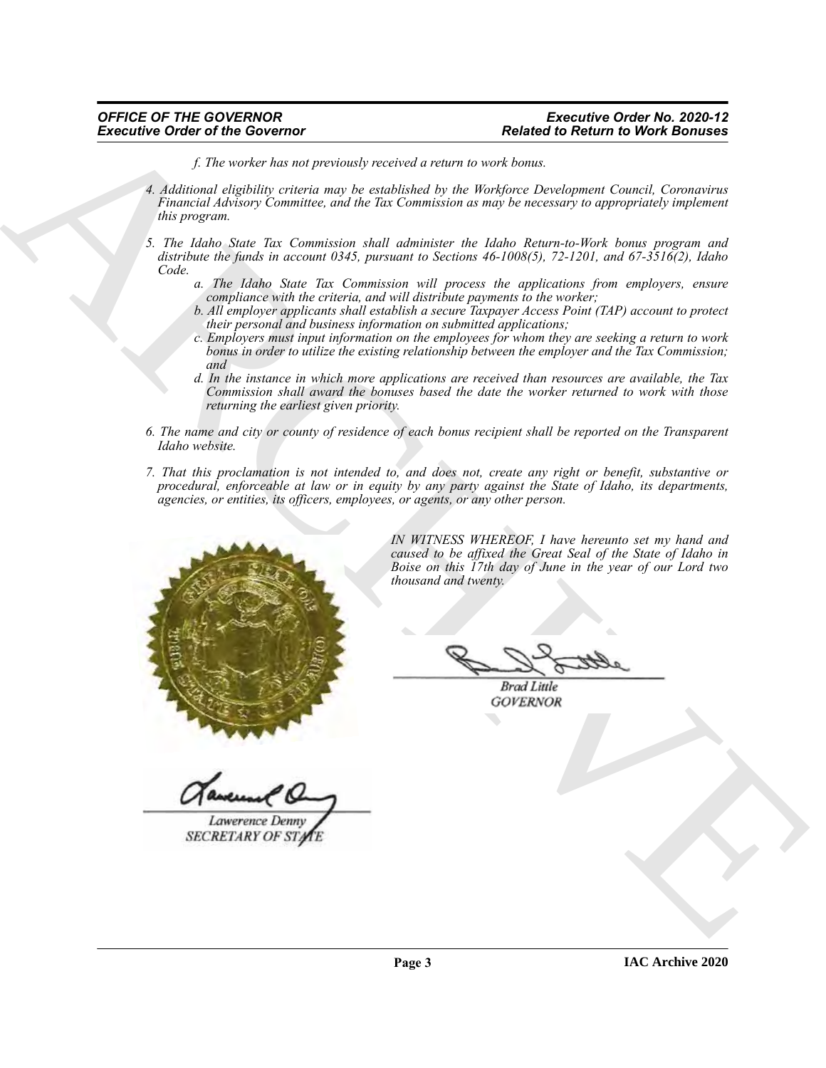*f. The worker has not previously received a return to work bonus.*

*4. Additional eligibility criteria may be established by the Workforce Development Council, Coronavirus Financial Advisory Committee, and the Tax Commission as may be necessary to appropriately implement this program.*

*5. The Idaho State Tax Commission shall administer the Idaho Return-to-Work bonus program and distribute the funds in account 0345, pursuant to Sections 46-1008(5), 72-1201, and 67-3516(2), Idaho Code.*

*a. The Idaho State Tax Commission will process the applications from employers, ensure compliance with the criteria, and will distribute payments to the worker;*

*b. All employer applicants shall establish a secure Taxpayer Access Point (TAP) account to protect their personal and business information on submitted applications;*

*c. Employers must input information on the employees for whom they are seeking a return to work bonus in order to utilize the existing relationship between the employer and the Tax Commission; and*

*d. In the instance in which more applications are received than resources are available, the Tax Commission shall award the bonuses based the date the worker returned to work with those returning the earliest given priority.*

*6. The name and city or county of residence of each bonus recipient shall be reported on the Transparent Idaho website.*

*7. That this proclamation is not intended to, and does not, create any right or benefit, substantive or procedural, enforceable at law or in equity by any party against the State of Idaho, its departments, agencies, or entities, its officers, employees, or agents, or any other person.*

*IN WITNESS WHEREOF, I have hereunto set my hand and caused to be affixed the Great Seal of the State of Idaho in Boise on this 17th day of June in the year of our Lord two thousand and twenty.*

*Brad Little*
*GOVERNOR*

*Lawerence Denny*
*SECRETARY OF STATE*